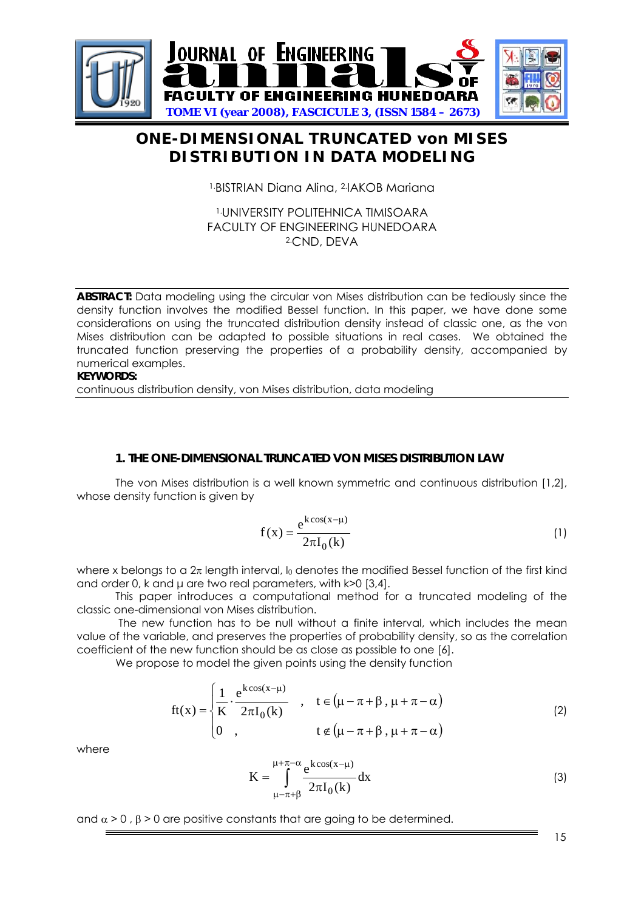# ONE-DIMENSIONAL TRUNCATED von MISES DISTRIBUTION IN DATA MODELING

[1.]BISTRIAN Diana Alina, [2.]IAKOB Mariana

[1.]UNIVERSITY POLITEHNICA TIMISOARA
FACULTY OF ENGINEERING HUNEDOARA
[2.]CND, DEVA

**ABSTRACT:** Data modeling using the circular von Mises distribution can be tediously since the density function involves the modified Bessel function. In this paper, we have done some considerations on using the truncated distribution density instead of classic one, as the von Mises distribution can be adapted to possible situations in real cases. We obtained the truncated function preserving the properties of a probability density, accompanied by numerical examples.

**KEYWORDS:**
continuous distribution density, von Mises distribution, data modeling

## 1. THE ONE-DIMENSIONAL TRUNCATED VON MISES DISTRIBUTION LAW

The von Mises distribution is a well known symmetric and continuous distribution [1,2], whose density function is given by

$$f(x) = \frac{e^{k\cos(x-\mu)}}{2\pi I_0(k)} \tag{1}$$

where x belongs to a $2\pi$ length interval, $I_0$ denotes the modified Bessel function of the first kind and order 0, k and $\mu$ are two real parameters, with $k>0$ [3,4].

This paper introduces a computational method for a truncated modeling of the classic one-dimensional von Mises distribution.

The new function has to be null without a finite interval, which includes the mean value of the variable, and preserves the properties of probability density, so as the correlation coefficient of the new function should be as close as possible to one [6].

We propose to model the given points using the density function

$$\mathrm{ft}(x) = \begin{cases} \dfrac{1}{K}\cdot\dfrac{e^{k\cos(x-\mu)}}{2\pi I_0(k)} \quad, & t\in(\mu-\pi+\beta\,,\,\mu+\pi-\alpha) \\ 0 \quad, & t\notin(\mu-\pi+\beta\,,\,\mu+\pi-\alpha) \end{cases} \tag{2}$$

where

$$K = \int_{\mu-\pi+\beta}^{\mu+\pi-\alpha} \frac{e^{k\cos(x-\mu)}}{2\pi I_0(k)}dx \tag{3}$$

and $\alpha > 0$ , $\beta > 0$ are positive constants that are going to be determined.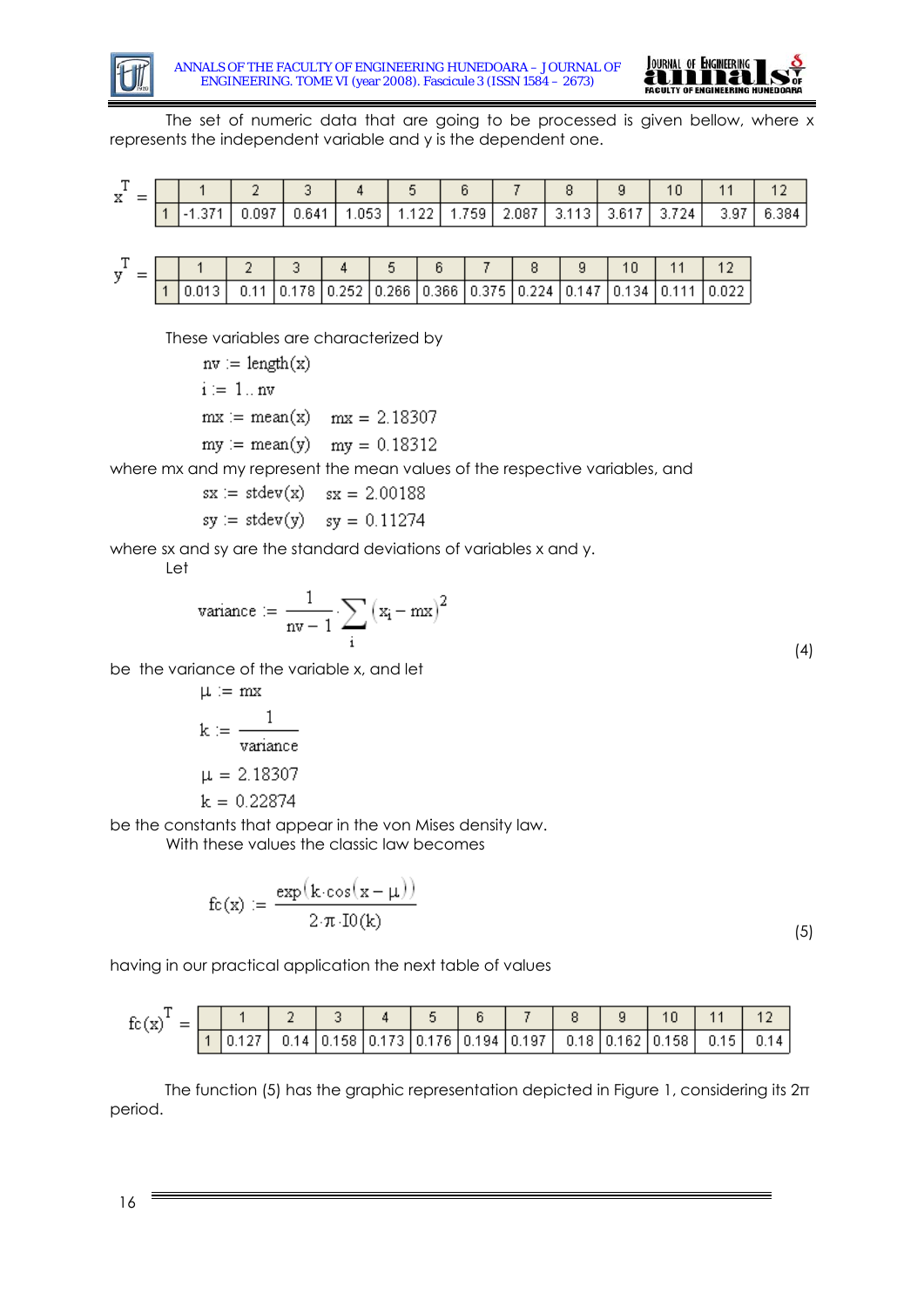The set of numeric data that are going to be processed is given bellow, where x represents the independent variable and y is the dependent one.

$x^T =$

| | 1 | 2 | 3 | 4 | 5 | 6 | 7 | 8 | 9 | 10 | 11 | 12 |
|---|---|---|---|---|---|---|---|---|---|---|---|---|
| 1 | -1.371 | 0.097 | 0.641 | 1.053 | 1.122 | 1.759 | 2.087 | 3.113 | 3.617 | 3.724 | 3.97 | 6.384 |

$y^T =$

| | 1 | 2 | 3 | 4 | 5 | 6 | 7 | 8 | 9 | 10 | 11 | 12 |
|---|---|---|---|---|---|---|---|---|---|---|---|---|
| 1 | 0.013 | 0.11 | 0.178 | 0.252 | 0.266 | 0.366 | 0.375 | 0.224 | 0.147 | 0.134 | 0.111 | 0.022 |

These variables are characterized by

$$nv := \text{length}(x)$$

$$i := 1 .. nv$$

$$mx := \text{mean}(x) \quad mx = 2.18307$$

$$my := \text{mean}(y) \quad my = 0.18312$$

where mx and my represent the mean values of the respective variables, and

$$sx := \text{stdev}(x) \quad sx = 2.00188$$

$$sy := \text{stdev}(y) \quad sy = 0.11274$$

where sx and sy are the standard deviations of variables x and y.

Let

$$\text{variance} := \frac{1}{nv - 1} \cdot \sum_i (x_i - mx)^2 \tag{4}$$

be the variance of the variable x, and let

$$\mu := mx$$

$$k := \frac{1}{\text{variance}}$$

$$\mu = 2.18307$$

$$k = 0.22874$$

be the constants that appear in the von Mises density law.

With these values the classic law becomes

$$fc(x) := \frac{\exp(k \cdot \cos(x - \mu))}{2 \cdot \pi \cdot I0(k)} \tag{5}$$

having in our practical application the next table of values

$fc(x)^T =$

| | 1 | 2 | 3 | 4 | 5 | 6 | 7 | 8 | 9 | 10 | 11 | 12 |
|---|---|---|---|---|---|---|---|---|---|---|---|---|
| 1 | 0.127 | 0.14 | 0.158 | 0.173 | 0.176 | 0.194 | 0.197 | 0.18 | 0.162 | 0.158 | 0.15 | 0.14 |

The function (5) has the graphic representation depicted in Figure 1, considering its $2\pi$ period.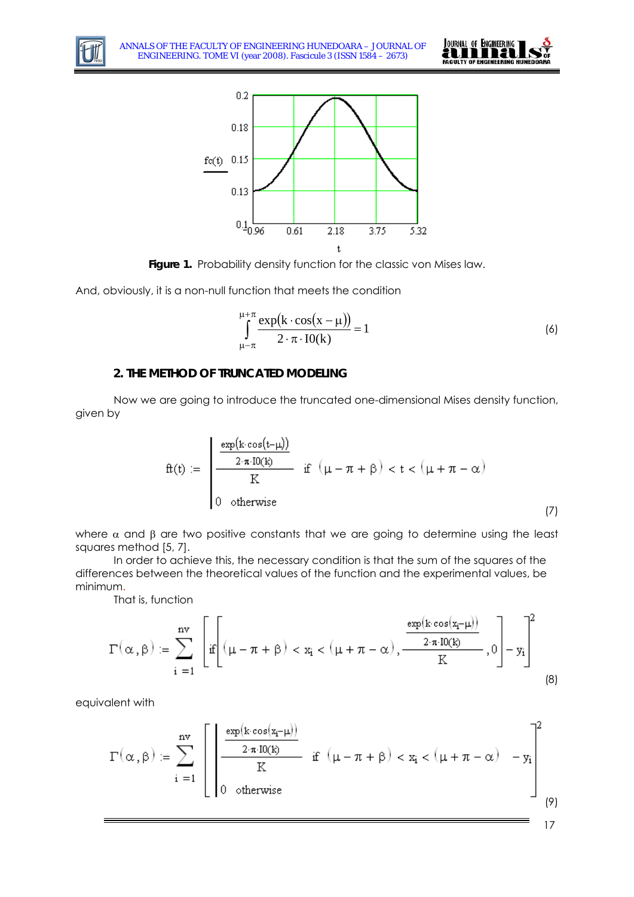Figure 1. Probability density function for the classic von Mises law.

And, obviously, it is a non-null function that meets the condition

$$\int_{\mu-\pi}^{\mu+\pi} \frac{\exp(k \cdot \cos(x-\mu))}{2 \cdot \pi \cdot I0(k)} = 1 \tag{6}$$

### 2. THE METHOD OF TRUNCATED MODELING

Now we are going to introduce the truncated one-dimensional Mises density function, given by

$$ft(t) := \begin{cases} \dfrac{\dfrac{\exp(k \cdot \cos(t-\mu))}{2 \cdot \pi \cdot I0(k)}}{K} & \text{if } (\mu - \pi + \beta) < t < (\mu + \pi - \alpha) \\ 0 & \text{otherwise} \end{cases} \tag{7}$$

where $\alpha$ and $\beta$ are two positive constants that we are going to determine using the least squares method [5, 7].

In order to achieve this, the necessary condition is that the sum of the squares of the differences between the theoretical values of the function and the experimental values, be minimum.

That is, function

$$\Gamma(\alpha, \beta) := \sum_{i=1}^{nv} \left[ \text{if}\left[ (\mu - \pi + \beta) < x_i < (\mu + \pi - \alpha), \frac{\dfrac{\exp(k \cdot \cos(x_i - \mu))}{2 \cdot \pi \cdot I0(k)}}{K}, 0 \right] - y_i \right]^2 \tag{8}$$

equivalent with

$$\Gamma(\alpha, \beta) := \sum_{i=1}^{nv} \left[ \begin{cases} \dfrac{\dfrac{\exp(k \cdot \cos(x_i - \mu))}{2 \cdot \pi \cdot I0(k)}}{K} & \text{if } (\mu - \pi + \beta) < x_i < (\mu + \pi - \alpha) \\ 0 & \text{otherwise} \end{cases} - y_i \right]^2 \tag{9}$$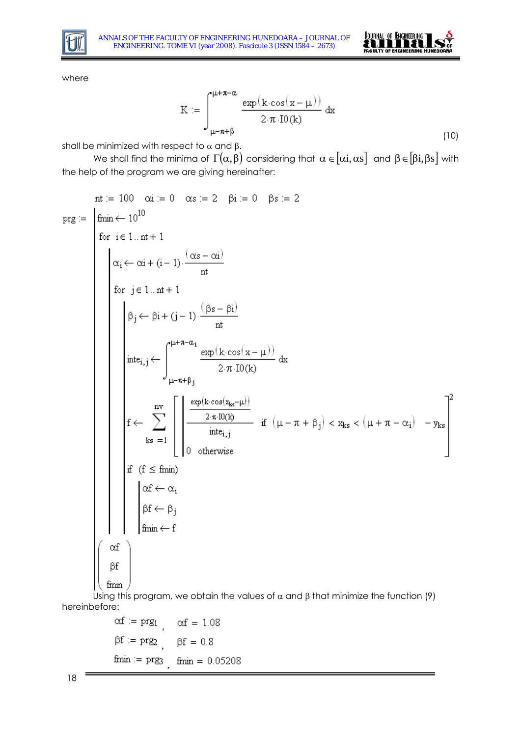where

$$K := \int_{\mu-\pi+\beta}^{\mu+\pi-\alpha} \frac{\exp(k \cdot \cos(x-\mu))}{2 \cdot \pi \cdot I0(k)}\, dx \tag{10}$$

shall be minimized with respect to α and β.

We shall find the minima of $\Gamma(\alpha, \beta)$ considering that $\alpha \in [\alpha i, \alpha s]$ and $\beta \in [\beta i, \beta s]$ with the help of the program we are giving hereinafter:

$$nt := 100 \quad \alpha i := 0 \quad \alpha s := 2 \quad \beta i := 0 \quad \beta s := 2$$

```
prg := | fmin ← 10^10
       | for i ∈ 1..nt + 1
       |   | α_i ← αi + (i − 1)·(αs − αi)/nt
       |   | for j ∈ 1..nt + 1
       |   |   | β_j ← βi + (j − 1)·(βs − βi)/nt
       |   |   | inte_{i,j} ← ∫_{μ−π+β_j}^{μ+π−α_i} exp(k·cos(x − μ))/(2·π·I0(k)) dx
       |   |   | f ← Σ_{ks=1}^{nv} [ ( (exp(k·cos(x_ks − μ))/(2·π·I0(k)))/inte_{i,j}  if (μ − π + β_j) < x_ks < (μ + π − α_i)
       |   |   |                       0  otherwise ) − y_ks ]^2
       |   |   | if (f ≤ fmin)
       |   |   |   | αf ← α_i
       |   |   |   | βf ← β_j
       |   |   |   | fmin ← f
       | (αf  βf  fmin)^T
```

Using this program, we obtain the values of α and β that minimize the function (9) hereinbefore:

$$\alpha f := prg_1 \quad \alpha f = 1.08$$

$$\beta f := prg_2 \quad \beta f = 0.8$$

$$fmin := prg_3 \quad fmin = 0.05208$$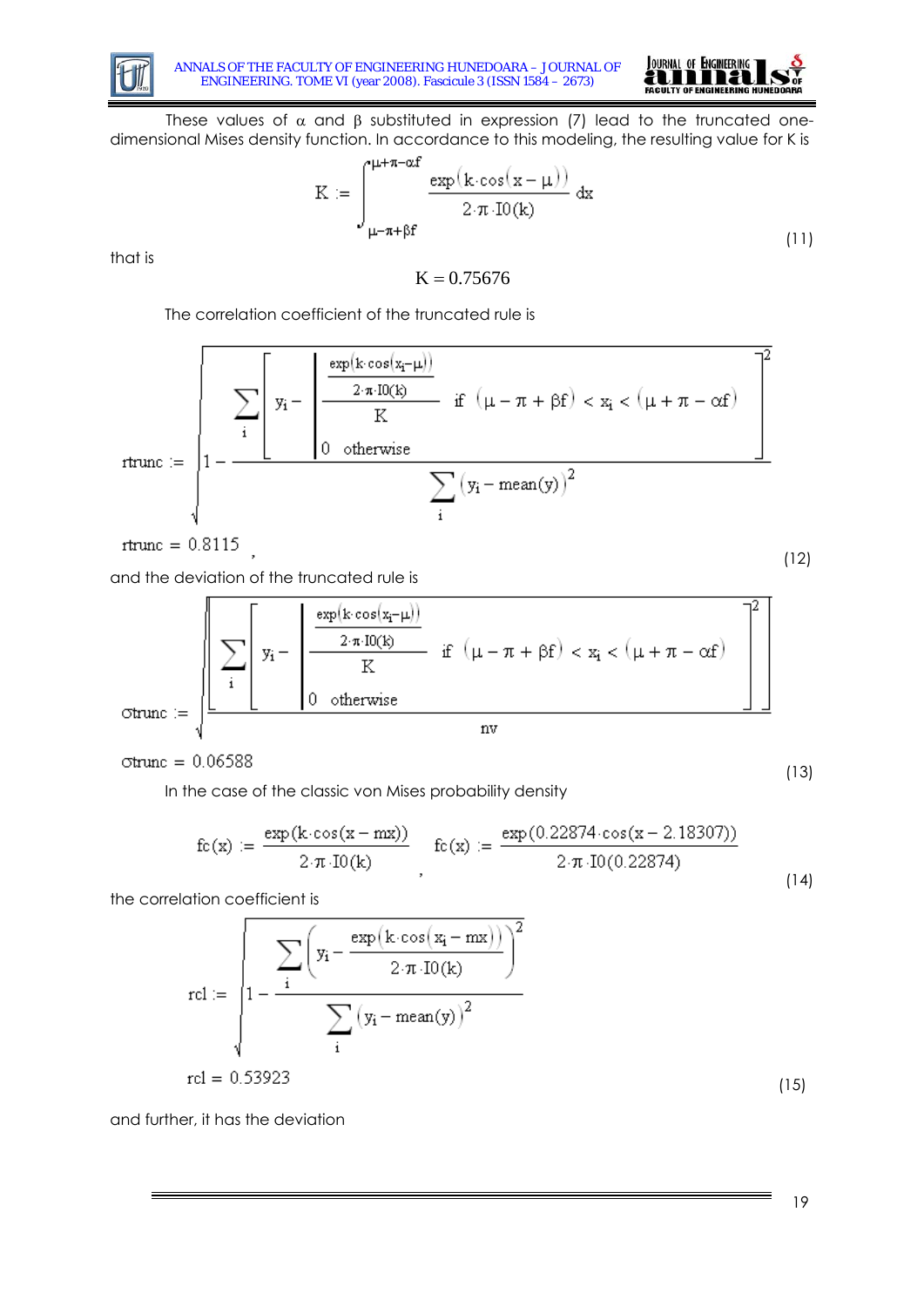These values of $\alpha$ and $\beta$ substituted in expression (7) lead to the truncated one-dimensional Mises density function. In accordance to this modeling, the resulting value for K is

$$K := \int_{\mu-\pi+\beta f}^{\mu+\pi-\alpha f} \frac{\exp(k\cdot\cos(x-\mu))}{2\cdot\pi\cdot I0(k)}\,dx \tag{11}$$

that is

$$K = 0.75676$$

The correlation coefficient of the truncated rule is

$$rtrunc := \sqrt{1 - \frac{\sum_i \left[ y_i - \begin{vmatrix} \dfrac{\dfrac{\exp(k\cdot\cos(x_i-\mu))}{2\cdot\pi\cdot I0(k)}}{K} & \text{if } (\mu-\pi+\beta f) < x_i < (\mu+\pi-\alpha f) \\ 0 & \text{otherwise} \end{vmatrix} \right]^2}{\sum_i (y_i - \text{mean}(y))^2}}$$

$$rtrunc = 0.8115 \tag{12}$$

and the deviation of the truncated rule is

$$\sigma trunc := \sqrt{\frac{\left[ \sum_i \left[ y_i - \begin{vmatrix} \dfrac{\dfrac{\exp(k\cdot\cos(x_i-\mu))}{2\cdot\pi\cdot I0(k)}}{K} & \text{if } (\mu-\pi+\beta f) < x_i < (\mu+\pi-\alpha f) \\ 0 & \text{otherwise} \end{vmatrix} \right]^2 \right]}{nv}}$$

$$\sigma trunc = 0.06588 \tag{13}$$

In the case of the classic von Mises probability density

$$fc(x) := \frac{\exp(k\cdot\cos(x-mx))}{2\cdot\pi\cdot I0(k)}, \qquad fc(x) := \frac{\exp(0.22874\cdot\cos(x-2.18307))}{2\cdot\pi\cdot I0(0.22874)} \tag{14}$$

the correlation coefficient is

$$rcl := \sqrt{1 - \frac{\sum_i \left( y_i - \dfrac{\exp(k\cdot\cos(x_i-mx))}{2\cdot\pi\cdot I0(k)} \right)^2}{\sum_i (y_i - \text{mean}(y))^2}}$$

$$rcl = 0.53923 \tag{15}$$

and further, it has the deviation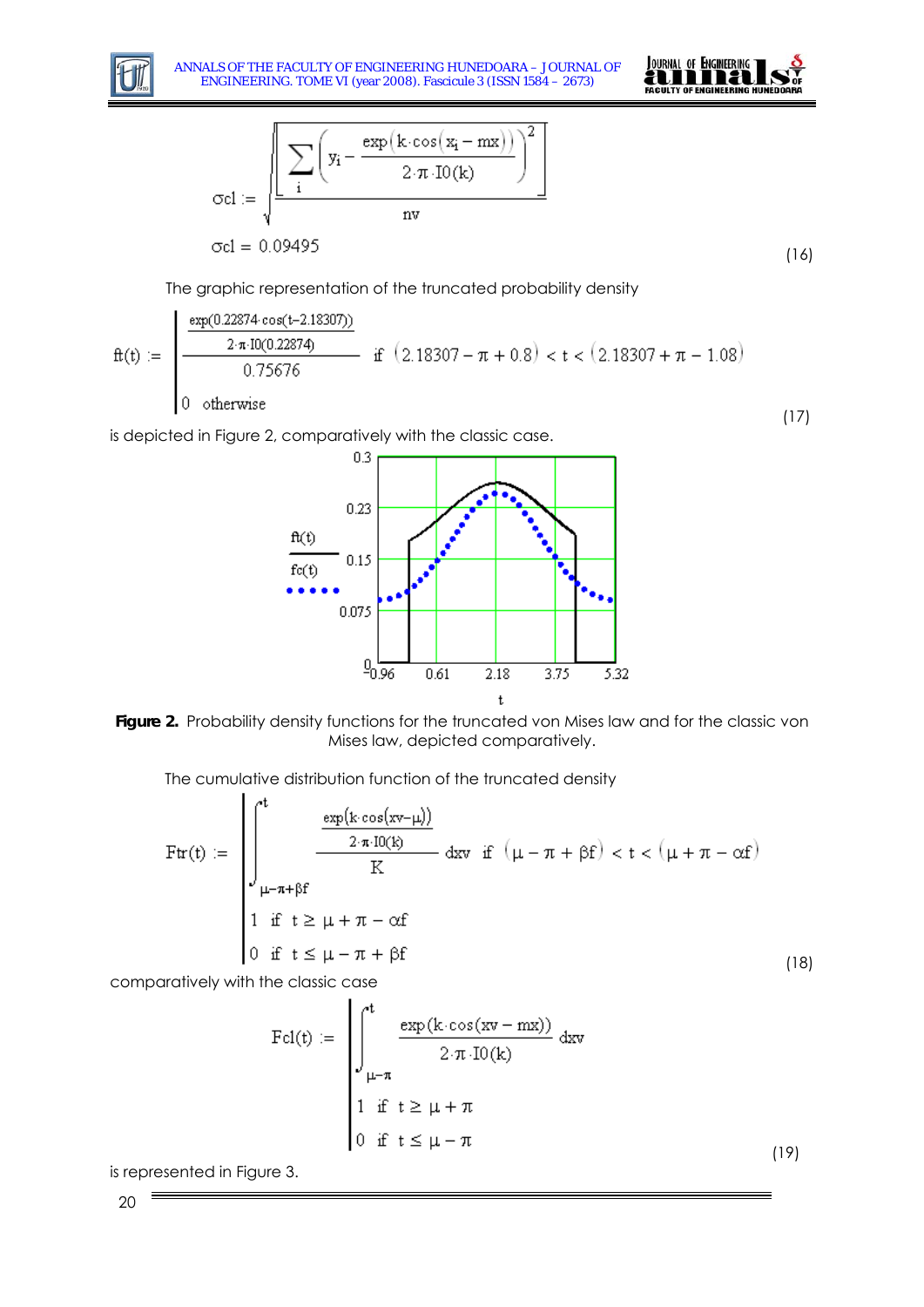$$\sigma cl := \sqrt{\frac{\left[\sum_i \left(y_i - \frac{\exp\left(k \cdot \cos\left(x_i - mx\right)\right)}{2 \cdot \pi \cdot I0(k)}\right)^2\right]}{nv}}$$

$$\sigma cl = 0.09495 \tag{16}$$

The graphic representation of the truncated probability density

$$ft(t) := \begin{cases} \dfrac{\dfrac{\exp(0.22874 \cdot \cos(t - 2.18307))}{2 \cdot \pi \cdot I0(0.22874)}}{0.75676} & \text{if } (2.18307 - \pi + 0.8) < t < (2.18307 + \pi - 1.08) \\ 0 & \text{otherwise} \end{cases} \tag{17}$$

is depicted in Figure 2, comparatively with the classic case.

**Figure 2.** Probability density functions for the truncated von Mises law and for the classic von Mises law, depicted comparatively.

The cumulative distribution function of the truncated density

$$Ftr(t) := \begin{cases} \displaystyle\int_{\mu - \pi + \beta f}^{t} \frac{\dfrac{\exp(k \cdot \cos(xv - \mu))}{2 \cdot \pi \cdot I0(k)}}{K} \, dxv & \text{if } (\mu - \pi + \beta f) < t < (\mu + \pi - \alpha f) \\ 1 & \text{if } t \geq \mu + \pi - \alpha f \\ 0 & \text{if } t \leq \mu - \pi + \beta f \end{cases} \tag{18}$$

comparatively with the classic case

$$Fcl(t) := \begin{cases} \displaystyle\int_{\mu - \pi}^{t} \frac{\exp(k \cdot \cos(xv - mx))}{2 \cdot \pi \cdot I0(k)} \, dxv \\ 1 & \text{if } t \geq \mu + \pi \\ 0 & \text{if } t \leq \mu - \pi \end{cases} \tag{19}$$

is represented in Figure 3.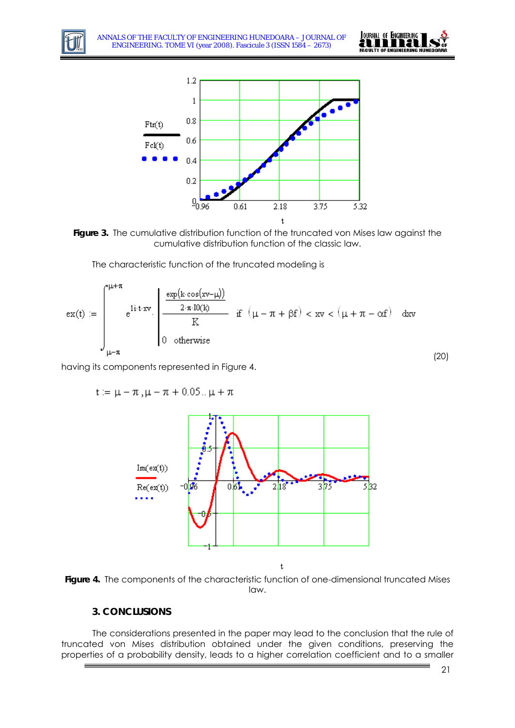Figure 3. The cumulative distribution function of the truncated von Mises law against the cumulative distribution function of the classic law.

The characteristic function of the truncated modeling is

$$ex(t) := \int_{\mu-\pi}^{\mu+\pi} e^{1i \cdot t \cdot xv} \cdot \begin{cases} \dfrac{\dfrac{\exp(k \cdot \cos(xv-\mu))}{2 \cdot \pi \cdot I0(k)}}{K} & \text{if } (\mu - \pi + \beta f) < xv < (\mu + \pi - \alpha f) \\ 0 & \text{otherwise} \end{cases} \, dxv \tag{20}$$

having its components represented in Figure 4.

$$t := \mu - \pi, \mu - \pi + 0.05 .. \mu + \pi$$

Figure 4. The components of the characteristic function of one-dimensional truncated Mises law.

### 3. CONCLUSIONS

The considerations presented in the paper may lead to the conclusion that the rule of truncated von Mises distribution obtained under the given conditions, preserving the properties of a probability density, leads to a higher correlation coefficient and to a smaller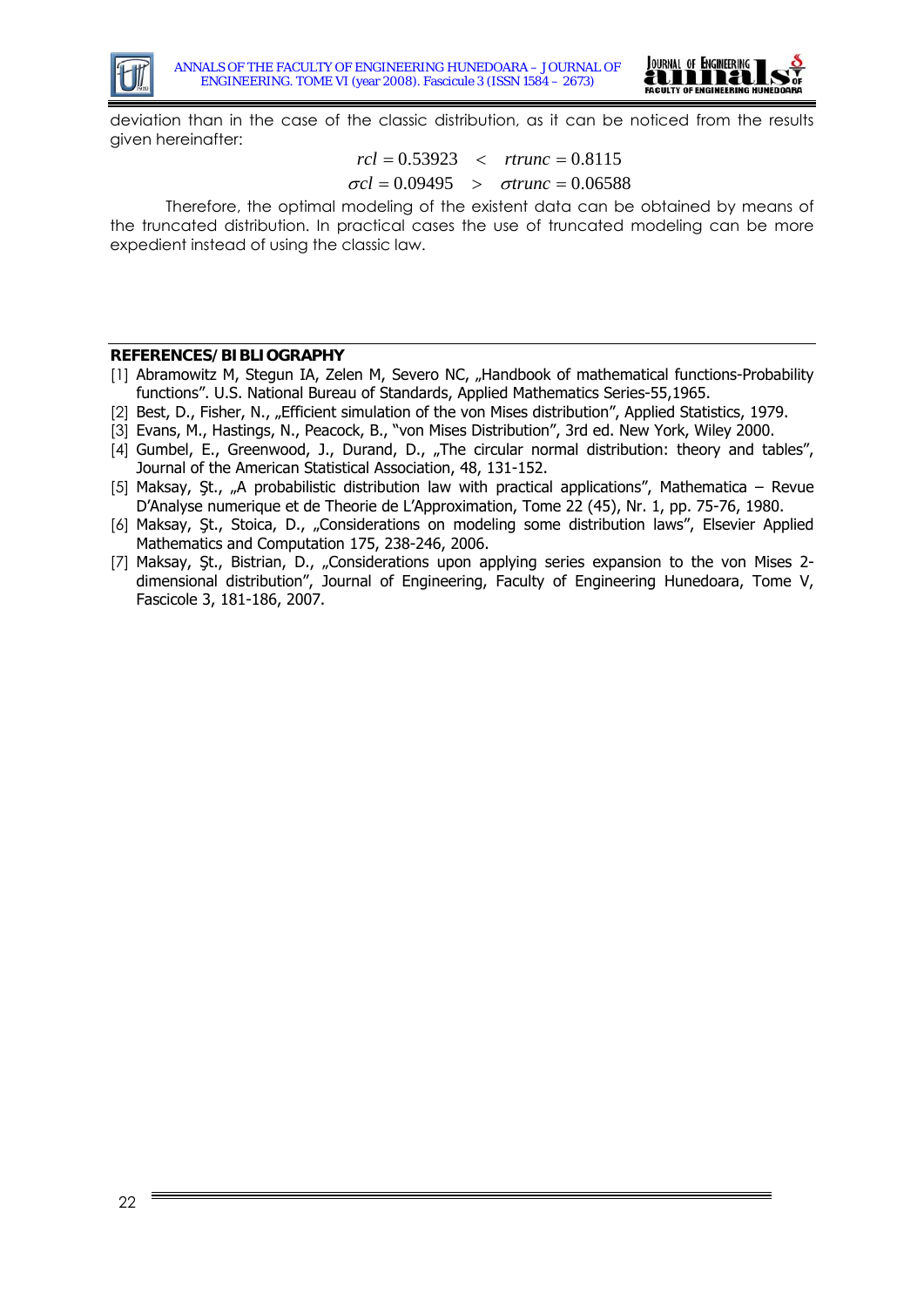deviation than in the case of the classic distribution, as it can be noticed from the results given hereinafter:

$$rcl = 0.53923 \quad < \quad rtrunc = 0.8115$$

$$\sigma cl = 0.09495 \quad > \quad \sigma trunc = 0.06588$$

Therefore, the optimal modeling of the existent data can be obtained by means of the truncated distribution. In practical cases the use of truncated modeling can be more expedient instead of using the classic law.

**REFERENCES/BIBLIOGRAPHY**

[1] Abramowitz M, Stegun IA, Zelen M, Severo NC, „Handbook of mathematical functions-Probability functions". U.S. National Bureau of Standards, Applied Mathematics Series-55,1965.

[2] Best, D., Fisher, N., „Efficient simulation of the von Mises distribution", Applied Statistics, 1979.

[3] Evans, M., Hastings, N., Peacock, B., "von Mises Distribution", 3rd ed. New York, Wiley 2000.

[4] Gumbel, E., Greenwood, J., Durand, D., „The circular normal distribution: theory and tables", Journal of the American Statistical Association, 48, 131-152.

[5] Maksay, Şt., „A probabilistic distribution law with practical applications", Mathematica – Revue D'Analyse numerique et de Theorie de L'Approximation, Tome 22 (45), Nr. 1, pp. 75-76, 1980.

[6] Maksay, Şt., Stoica, D., „Considerations on modeling some distribution laws", Elsevier Applied Mathematics and Computation 175, 238-246, 2006.

[7] Maksay, Şt., Bistrian, D., „Considerations upon applying series expansion to the von Mises 2-dimensional distribution", Journal of Engineering, Faculty of Engineering Hunedoara, Tome V, Fascicole 3, 181-186, 2007.